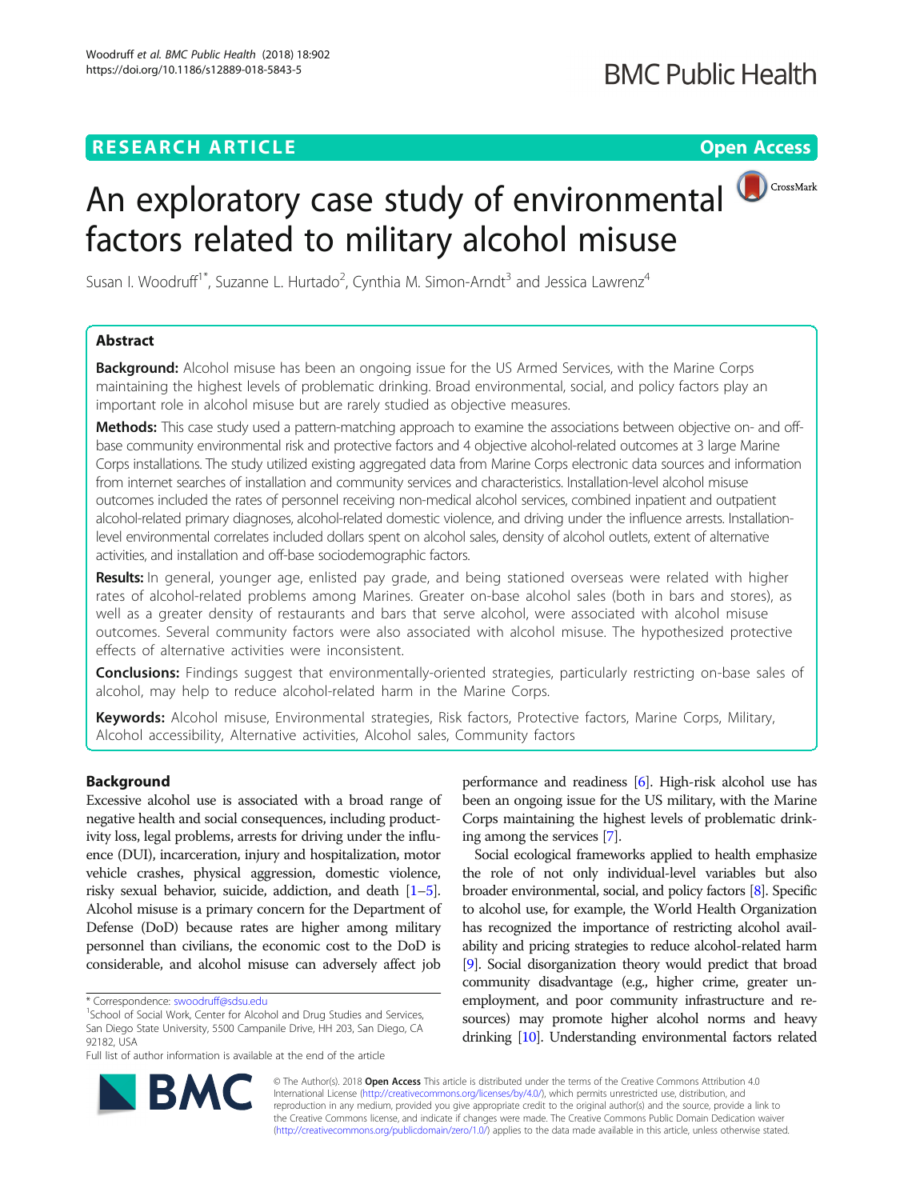RESEARCH ARTICLE

Open Access

# An exploratory case study of environmental factors related to military alcohol misuse

Susan I. Woodruff[1*], Suzanne L. Hurtado[2], Cynthia M. Simon-Arndt[3] and Jessica Lawrenz[4]

## Abstract

**Background:** Alcohol misuse has been an ongoing issue for the US Armed Services, with the Marine Corps maintaining the highest levels of problematic drinking. Broad environmental, social, and policy factors play an important role in alcohol misuse but are rarely studied as objective measures.

**Methods:** This case study used a pattern-matching approach to examine the associations between objective on- and off-base community environmental risk and protective factors and 4 objective alcohol-related outcomes at 3 large Marine Corps installations. The study utilized existing aggregated data from Marine Corps electronic data sources and information from internet searches of installation and community services and characteristics. Installation-level alcohol misuse outcomes included the rates of personnel receiving non-medical alcohol services, combined inpatient and outpatient alcohol-related primary diagnoses, alcohol-related domestic violence, and driving under the influence arrests. Installation-level environmental correlates included dollars spent on alcohol sales, density of alcohol outlets, extent of alternative activities, and installation and off-base sociodemographic factors.

**Results:** In general, younger age, enlisted pay grade, and being stationed overseas were related with higher rates of alcohol-related problems among Marines. Greater on-base alcohol sales (both in bars and stores), as well as a greater density of restaurants and bars that serve alcohol, were associated with alcohol misuse outcomes. Several community factors were also associated with alcohol misuse. The hypothesized protective effects of alternative activities were inconsistent.

**Conclusions:** Findings suggest that environmentally-oriented strategies, particularly restricting on-base sales of alcohol, may help to reduce alcohol-related harm in the Marine Corps.

**Keywords:** Alcohol misuse, Environmental strategies, Risk factors, Protective factors, Marine Corps, Military, Alcohol accessibility, Alternative activities, Alcohol sales, Community factors

## Background

Excessive alcohol use is associated with a broad range of negative health and social consequences, including productivity loss, legal problems, arrests for driving under the influence (DUI), incarceration, injury and hospitalization, motor vehicle crashes, physical aggression, domestic violence, risky sexual behavior, suicide, addiction, and death [1–5]. Alcohol misuse is a primary concern for the Department of Defense (DoD) because rates are higher among military personnel than civilians, the economic cost to the DoD is considerable, and alcohol misuse can adversely affect job performance and readiness [6]. High-risk alcohol use has been an ongoing issue for the US military, with the Marine Corps maintaining the highest levels of problematic drinking among the services [7].

Social ecological frameworks applied to health emphasize the role of not only individual-level variables but also broader environmental, social, and policy factors [8]. Specific to alcohol use, for example, the World Health Organization has recognized the importance of restricting alcohol availability and pricing strategies to reduce alcohol-related harm [9]. Social disorganization theory would predict that broad community disadvantage (e.g., higher crime, greater unemployment, and poor community infrastructure and resources) may promote higher alcohol norms and heavy drinking [10]. Understanding environmental factors related

* Correspondence: swoodruff@sdsu.edu
[1]School of Social Work, Center for Alcohol and Drug Studies and Services, San Diego State University, 5500 Campanile Drive, HH 203, San Diego, CA 92182, USA
Full list of author information is available at the end of the article

© The Author(s). 2018 **Open Access** This article is distributed under the terms of the Creative Commons Attribution 4.0 International License (http://creativecommons.org/licenses/by/4.0/), which permits unrestricted use, distribution, and reproduction in any medium, provided you give appropriate credit to the original author(s) and the source, provide a link to the Creative Commons license, and indicate if changes were made. The Creative Commons Public Domain Dedication waiver (http://creativecommons.org/publicdomain/zero/1.0/) applies to the data made available in this article, unless otherwise stated.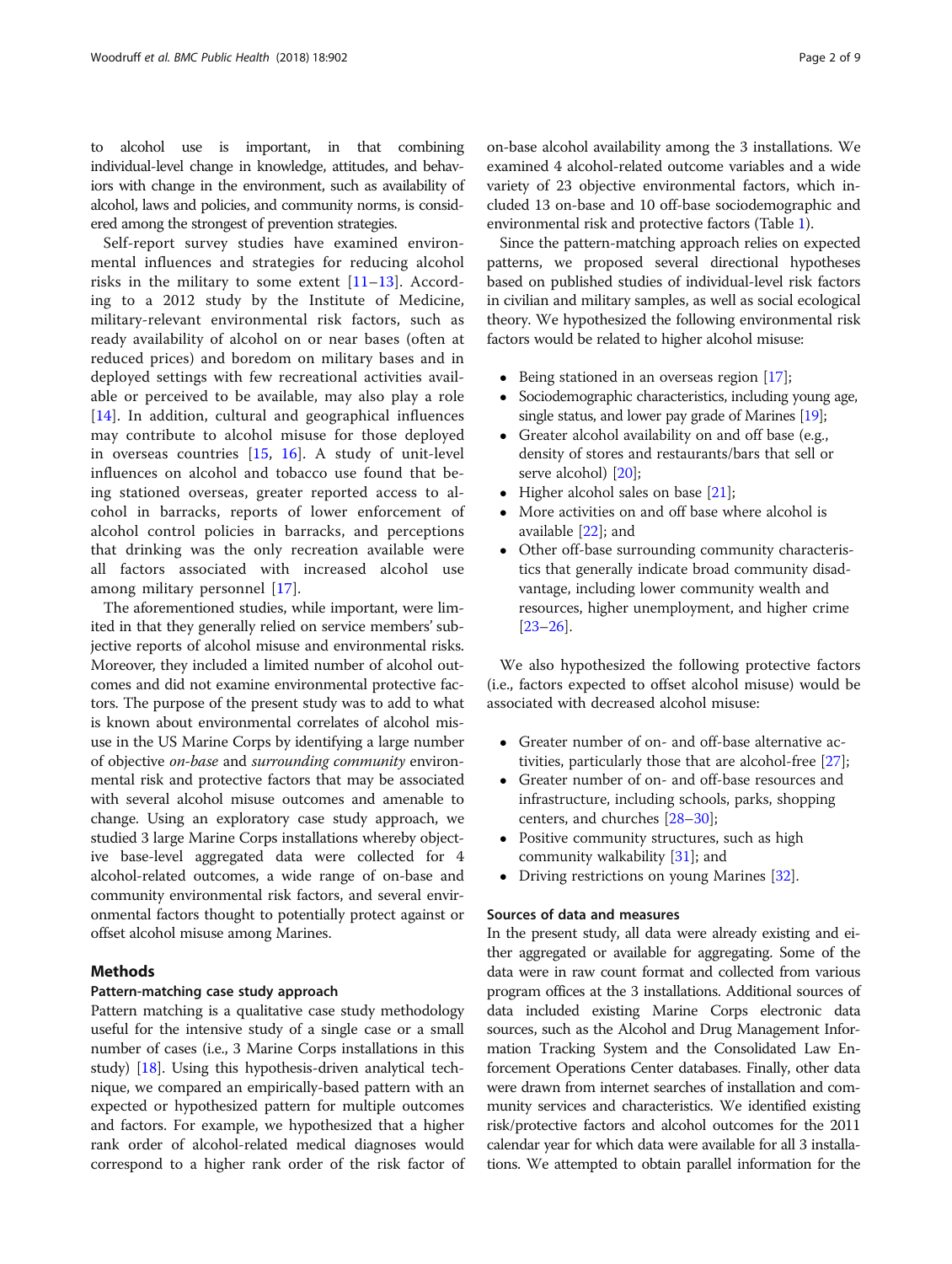to alcohol use is important, in that combining individual-level change in knowledge, attitudes, and behaviors with change in the environment, such as availability of alcohol, laws and policies, and community norms, is considered among the strongest of prevention strategies.

Self-report survey studies have examined environmental influences and strategies for reducing alcohol risks in the military to some extent [11–13]. According to a 2012 study by the Institute of Medicine, military-relevant environmental risk factors, such as ready availability of alcohol on or near bases (often at reduced prices) and boredom on military bases and in deployed settings with few recreational activities available or perceived to be available, may also play a role [14]. In addition, cultural and geographical influences may contribute to alcohol misuse for those deployed in overseas countries [15, 16]. A study of unit-level influences on alcohol and tobacco use found that being stationed overseas, greater reported access to alcohol in barracks, reports of lower enforcement of alcohol control policies in barracks, and perceptions that drinking was the only recreation available were all factors associated with increased alcohol use among military personnel [17].

The aforementioned studies, while important, were limited in that they generally relied on service members' subjective reports of alcohol misuse and environmental risks. Moreover, they included a limited number of alcohol outcomes and did not examine environmental protective factors. The purpose of the present study was to add to what is known about environmental correlates of alcohol misuse in the US Marine Corps by identifying a large number of objective *on-base* and *surrounding community* environmental risk and protective factors that may be associated with several alcohol misuse outcomes and amenable to change. Using an exploratory case study approach, we studied 3 large Marine Corps installations whereby objective base-level aggregated data were collected for 4 alcohol-related outcomes, a wide range of on-base and community environmental risk factors, and several environmental factors thought to potentially protect against or offset alcohol misuse among Marines.

## Methods

### Pattern-matching case study approach

Pattern matching is a qualitative case study methodology useful for the intensive study of a single case or a small number of cases (i.e., 3 Marine Corps installations in this study) [18]. Using this hypothesis-driven analytical technique, we compared an empirically-based pattern with an expected or hypothesized pattern for multiple outcomes and factors. For example, we hypothesized that a higher rank order of alcohol-related medical diagnoses would correspond to a higher rank order of the risk factor of on-base alcohol availability among the 3 installations. We examined 4 alcohol-related outcome variables and a wide variety of 23 objective environmental factors, which included 13 on-base and 10 off-base sociodemographic and environmental risk and protective factors (Table 1).

Since the pattern-matching approach relies on expected patterns, we proposed several directional hypotheses based on published studies of individual-level risk factors in civilian and military samples, as well as social ecological theory. We hypothesized the following environmental risk factors would be related to higher alcohol misuse:

- Being stationed in an overseas region [17];
- Sociodemographic characteristics, including young age, single status, and lower pay grade of Marines [19];
- Greater alcohol availability on and off base (e.g., density of stores and restaurants/bars that sell or serve alcohol) [20];
- Higher alcohol sales on base [21];
- More activities on and off base where alcohol is available [22]; and
- Other off-base surrounding community characteristics that generally indicate broad community disadvantage, including lower community wealth and resources, higher unemployment, and higher crime [23–26].

We also hypothesized the following protective factors (i.e., factors expected to offset alcohol misuse) would be associated with decreased alcohol misuse:

- Greater number of on- and off-base alternative activities, particularly those that are alcohol-free [27];
- Greater number of on- and off-base resources and infrastructure, including schools, parks, shopping centers, and churches [28–30];
- Positive community structures, such as high community walkability [31]; and
- Driving restrictions on young Marines [32].

### Sources of data and measures

In the present study, all data were already existing and either aggregated or available for aggregating. Some of the data were in raw count format and collected from various program offices at the 3 installations. Additional sources of data included existing Marine Corps electronic data sources, such as the Alcohol and Drug Management Information Tracking System and the Consolidated Law Enforcement Operations Center databases. Finally, other data were drawn from internet searches of installation and community services and characteristics. We identified existing risk/protective factors and alcohol outcomes for the 2011 calendar year for which data were available for all 3 installations. We attempted to obtain parallel information for the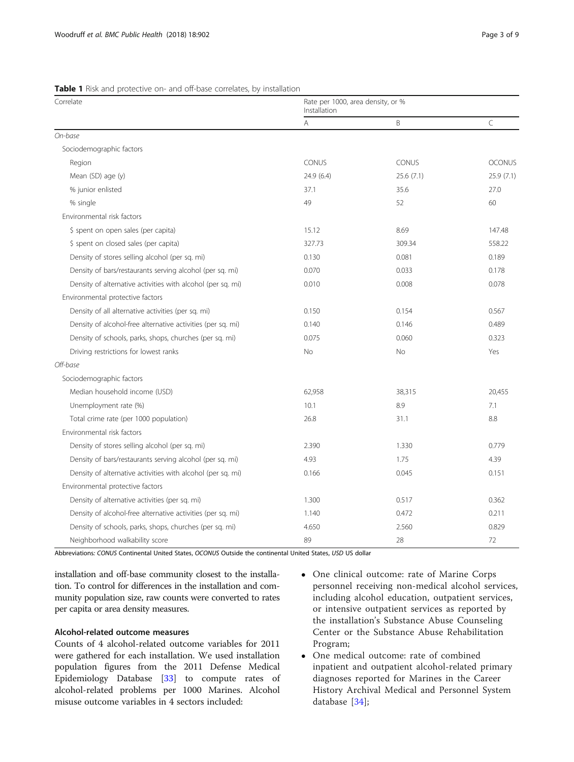**Table 1** Risk and protective on- and off-base correlates, by installation

| Correlate | Rate per 1000, area density, or % Installation | | |
|---|---|---|---|
| | A | B | C |
| *On-base* | | | |
| Sociodemographic factors | | | |
| Region | CONUS | CONUS | OCONUS |
| Mean (SD) age (y) | 24.9 (6.4) | 25.6 (7.1) | 25.9 (7.1) |
| % junior enlisted | 37.1 | 35.6 | 27.0 |
| % single | 49 | 52 | 60 |
| Environmental risk factors | | | |
| $ spent on open sales (per capita) | 15.12 | 8.69 | 147.48 |
| $ spent on closed sales (per capita) | 327.73 | 309.34 | 558.22 |
| Density of stores selling alcohol (per sq. mi) | 0.130 | 0.081 | 0.189 |
| Density of bars/restaurants serving alcohol (per sq. mi) | 0.070 | 0.033 | 0.178 |
| Density of alternative activities with alcohol (per sq. mi) | 0.010 | 0.008 | 0.078 |
| Environmental protective factors | | | |
| Density of all alternative activities (per sq. mi) | 0.150 | 0.154 | 0.567 |
| Density of alcohol-free alternative activities (per sq. mi) | 0.140 | 0.146 | 0.489 |
| Density of schools, parks, shops, churches (per sq. mi) | 0.075 | 0.060 | 0.323 |
| Driving restrictions for lowest ranks | No | No | Yes |
| *Off-base* | | | |
| Sociodemographic factors | | | |
| Median household income (USD) | 62,958 | 38,315 | 20,455 |
| Unemployment rate (%) | 10.1 | 8.9 | 7.1 |
| Total crime rate (per 1000 population) | 26.8 | 31.1 | 8.8 |
| Environmental risk factors | | | |
| Density of stores selling alcohol (per sq. mi) | 2.390 | 1.330 | 0.779 |
| Density of bars/restaurants serving alcohol (per sq. mi) | 4.93 | 1.75 | 4.39 |
| Density of alternative activities with alcohol (per sq. mi) | 0.166 | 0.045 | 0.151 |
| Environmental protective factors | | | |
| Density of alternative activities (per sq. mi) | 1.300 | 0.517 | 0.362 |
| Density of alcohol-free alternative activities (per sq. mi) | 1.140 | 0.472 | 0.211 |
| Density of schools, parks, shops, churches (per sq. mi) | 4.650 | 2.560 | 0.829 |
| Neighborhood walkability score | 89 | 28 | 72 |

Abbreviations: *CONUS* Continental United States, *OCONUS* Outside the continental United States, *USD* US dollar

installation and off-base community closest to the installation. To control for differences in the installation and community population size, raw counts were converted to rates per capita or area density measures.

### Alcohol-related outcome measures

Counts of 4 alcohol-related outcome variables for 2011 were gathered for each installation. We used installation population figures from the 2011 Defense Medical Epidemiology Database [33] to compute rates of alcohol-related problems per 1000 Marines. Alcohol misuse outcome variables in 4 sectors included:

- One clinical outcome: rate of Marine Corps personnel receiving non-medical alcohol services, including alcohol education, outpatient services, or intensive outpatient services as reported by the installation's Substance Abuse Counseling Center or the Substance Abuse Rehabilitation Program;
- One medical outcome: rate of combined inpatient and outpatient alcohol-related primary diagnoses reported for Marines in the Career History Archival Medical and Personnel System database [34];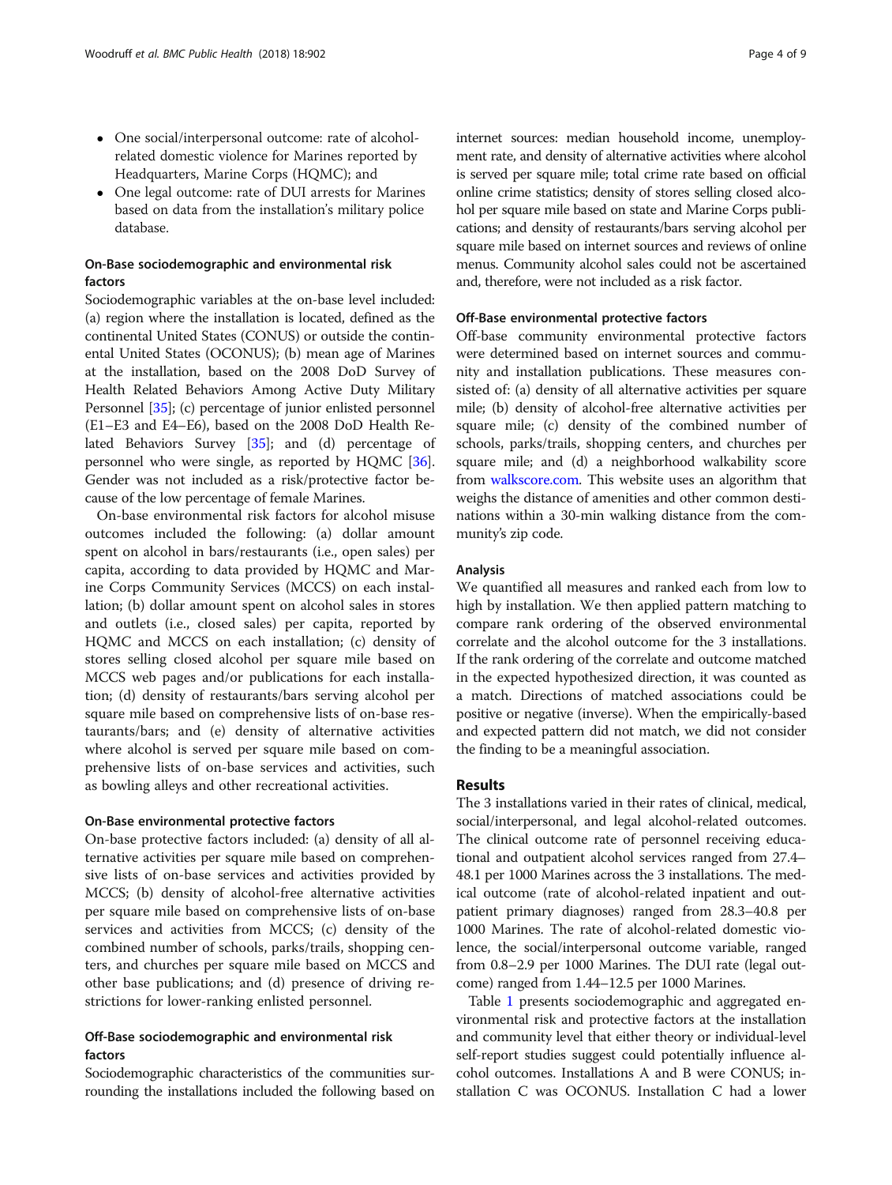- One social/interpersonal outcome: rate of alcohol-related domestic violence for Marines reported by Headquarters, Marine Corps (HQMC); and
- One legal outcome: rate of DUI arrests for Marines based on data from the installation's military police database.

### On-Base sociodemographic and environmental risk factors

Sociodemographic variables at the on-base level included: (a) region where the installation is located, defined as the continental United States (CONUS) or outside the continental United States (OCONUS); (b) mean age of Marines at the installation, based on the 2008 DoD Survey of Health Related Behaviors Among Active Duty Military Personnel [35]; (c) percentage of junior enlisted personnel (E1–E3 and E4–E6), based on the 2008 DoD Health Related Behaviors Survey [35]; and (d) percentage of personnel who were single, as reported by HQMC [36]. Gender was not included as a risk/protective factor because of the low percentage of female Marines.

On-base environmental risk factors for alcohol misuse outcomes included the following: (a) dollar amount spent on alcohol in bars/restaurants (i.e., open sales) per capita, according to data provided by HQMC and Marine Corps Community Services (MCCS) on each installation; (b) dollar amount spent on alcohol sales in stores and outlets (i.e., closed sales) per capita, reported by HQMC and MCCS on each installation; (c) density of stores selling closed alcohol per square mile based on MCCS web pages and/or publications for each installation; (d) density of restaurants/bars serving alcohol per square mile based on comprehensive lists of on-base restaurants/bars; and (e) density of alternative activities where alcohol is served per square mile based on comprehensive lists of on-base services and activities, such as bowling alleys and other recreational activities.

### On-Base environmental protective factors

On-base protective factors included: (a) density of all alternative activities per square mile based on comprehensive lists of on-base services and activities provided by MCCS; (b) density of alcohol-free alternative activities per square mile based on comprehensive lists of on-base services and activities from MCCS; (c) density of the combined number of schools, parks/trails, shopping centers, and churches per square mile based on MCCS and other base publications; and (d) presence of driving restrictions for lower-ranking enlisted personnel.

### Off-Base sociodemographic and environmental risk factors

Sociodemographic characteristics of the communities surrounding the installations included the following based on internet sources: median household income, unemployment rate, and density of alternative activities where alcohol is served per square mile; total crime rate based on official online crime statistics; density of stores selling closed alcohol per square mile based on state and Marine Corps publications; and density of restaurants/bars serving alcohol per square mile based on internet sources and reviews of online menus. Community alcohol sales could not be ascertained and, therefore, were not included as a risk factor.

### Off-Base environmental protective factors

Off-base community environmental protective factors were determined based on internet sources and community and installation publications. These measures consisted of: (a) density of all alternative activities per square mile; (b) density of alcohol-free alternative activities per square mile; (c) density of the combined number of schools, parks/trails, shopping centers, and churches per square mile; and (d) a neighborhood walkability score from walkscore.com. This website uses an algorithm that weighs the distance of amenities and other common destinations within a 30-min walking distance from the community's zip code.

### Analysis

We quantified all measures and ranked each from low to high by installation. We then applied pattern matching to compare rank ordering of the observed environmental correlate and the alcohol outcome for the 3 installations. If the rank ordering of the correlate and outcome matched in the expected hypothesized direction, it was counted as a match. Directions of matched associations could be positive or negative (inverse). When the empirically-based and expected pattern did not match, we did not consider the finding to be a meaningful association.

## Results

The 3 installations varied in their rates of clinical, medical, social/interpersonal, and legal alcohol-related outcomes. The clinical outcome rate of personnel receiving educational and outpatient alcohol services ranged from 27.4–48.1 per 1000 Marines across the 3 installations. The medical outcome (rate of alcohol-related inpatient and outpatient primary diagnoses) ranged from 28.3–40.8 per 1000 Marines. The rate of alcohol-related domestic violence, the social/interpersonal outcome variable, ranged from 0.8–2.9 per 1000 Marines. The DUI rate (legal outcome) ranged from 1.44–12.5 per 1000 Marines.

Table 1 presents sociodemographic and aggregated environmental risk and protective factors at the installation and community level that either theory or individual-level self-report studies suggest could potentially influence alcohol outcomes. Installations A and B were CONUS; installation C was OCONUS. Installation C had a lower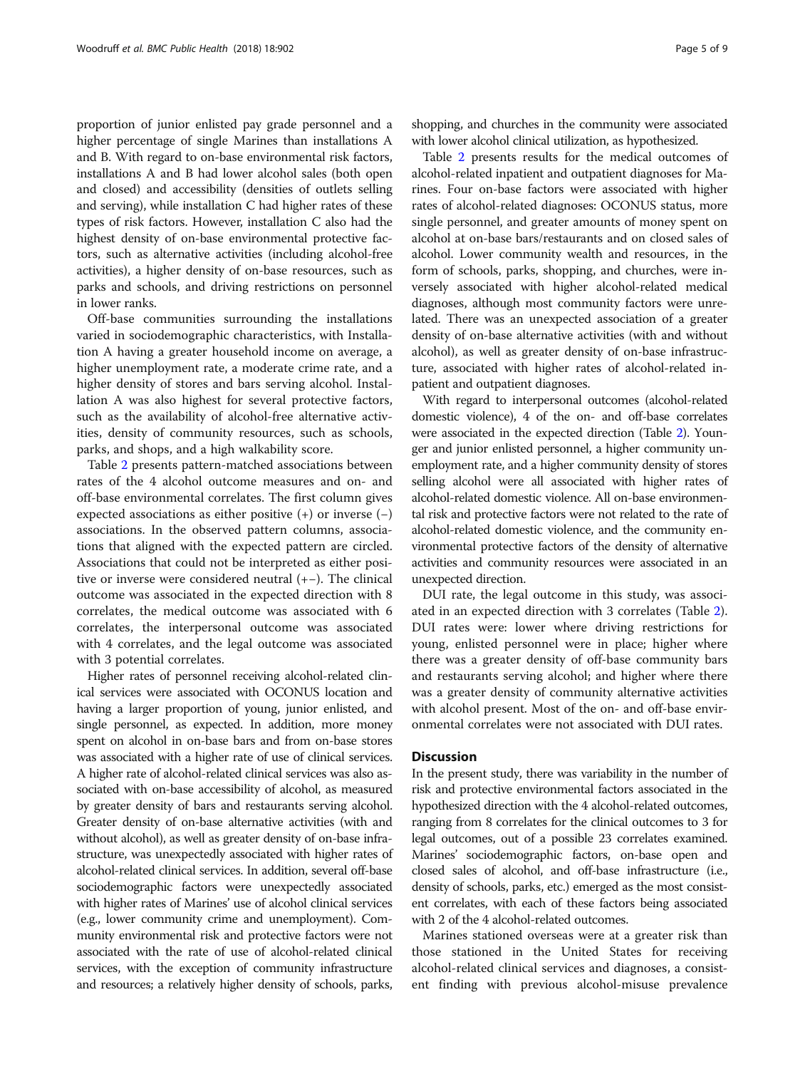proportion of junior enlisted pay grade personnel and a higher percentage of single Marines than installations A and B. With regard to on-base environmental risk factors, installations A and B had lower alcohol sales (both open and closed) and accessibility (densities of outlets selling and serving), while installation C had higher rates of these types of risk factors. However, installation C also had the highest density of on-base environmental protective factors, such as alternative activities (including alcohol-free activities), a higher density of on-base resources, such as parks and schools, and driving restrictions on personnel in lower ranks.

Off-base communities surrounding the installations varied in sociodemographic characteristics, with Installation A having a greater household income on average, a higher unemployment rate, a moderate crime rate, and a higher density of stores and bars serving alcohol. Installation A was also highest for several protective factors, such as the availability of alcohol-free alternative activities, density of community resources, such as schools, parks, and shops, and a high walkability score.

Table 2 presents pattern-matched associations between rates of the 4 alcohol outcome measures and on- and off-base environmental correlates. The first column gives expected associations as either positive (+) or inverse (−) associations. In the observed pattern columns, associations that aligned with the expected pattern are circled. Associations that could not be interpreted as either positive or inverse were considered neutral (+−). The clinical outcome was associated in the expected direction with 8 correlates, the medical outcome was associated with 6 correlates, the interpersonal outcome was associated with 4 correlates, and the legal outcome was associated with 3 potential correlates.

Higher rates of personnel receiving alcohol-related clinical services were associated with OCONUS location and having a larger proportion of young, junior enlisted, and single personnel, as expected. In addition, more money spent on alcohol in on-base bars and from on-base stores was associated with a higher rate of use of clinical services. A higher rate of alcohol-related clinical services was also associated with on-base accessibility of alcohol, as measured by greater density of bars and restaurants serving alcohol. Greater density of on-base alternative activities (with and without alcohol), as well as greater density of on-base infrastructure, was unexpectedly associated with higher rates of alcohol-related clinical services. In addition, several off-base sociodemographic factors were unexpectedly associated with higher rates of Marines' use of alcohol clinical services (e.g., lower community crime and unemployment). Community environmental risk and protective factors were not associated with the rate of use of alcohol-related clinical services, with the exception of community infrastructure and resources; a relatively higher density of schools, parks, shopping, and churches in the community were associated with lower alcohol clinical utilization, as hypothesized.

Table 2 presents results for the medical outcomes of alcohol-related inpatient and outpatient diagnoses for Marines. Four on-base factors were associated with higher rates of alcohol-related diagnoses: OCONUS status, more single personnel, and greater amounts of money spent on alcohol at on-base bars/restaurants and on closed sales of alcohol. Lower community wealth and resources, in the form of schools, parks, shopping, and churches, were inversely associated with higher alcohol-related medical diagnoses, although most community factors were unrelated. There was an unexpected association of a greater density of on-base alternative activities (with and without alcohol), as well as greater density of on-base infrastructure, associated with higher rates of alcohol-related inpatient and outpatient diagnoses.

With regard to interpersonal outcomes (alcohol-related domestic violence), 4 of the on- and off-base correlates were associated in the expected direction (Table 2). Younger and junior enlisted personnel, a higher community unemployment rate, and a higher community density of stores selling alcohol were all associated with higher rates of alcohol-related domestic violence. All on-base environmental risk and protective factors were not related to the rate of alcohol-related domestic violence, and the community environmental protective factors of the density of alternative activities and community resources were associated in an unexpected direction.

DUI rate, the legal outcome in this study, was associated in an expected direction with 3 correlates (Table 2). DUI rates were: lower where driving restrictions for young, enlisted personnel were in place; higher where there was a greater density of off-base community bars and restaurants serving alcohol; and higher where there was a greater density of community alternative activities with alcohol present. Most of the on- and off-base environmental correlates were not associated with DUI rates.

## Discussion

In the present study, there was variability in the number of risk and protective environmental factors associated in the hypothesized direction with the 4 alcohol-related outcomes, ranging from 8 correlates for the clinical outcomes to 3 for legal outcomes, out of a possible 23 correlates examined. Marines' sociodemographic factors, on-base open and closed sales of alcohol, and off-base infrastructure (i.e., density of schools, parks, etc.) emerged as the most consistent correlates, with each of these factors being associated with 2 of the 4 alcohol-related outcomes.

Marines stationed overseas were at a greater risk than those stationed in the United States for receiving alcohol-related clinical services and diagnoses, a consistent finding with previous alcohol-misuse prevalence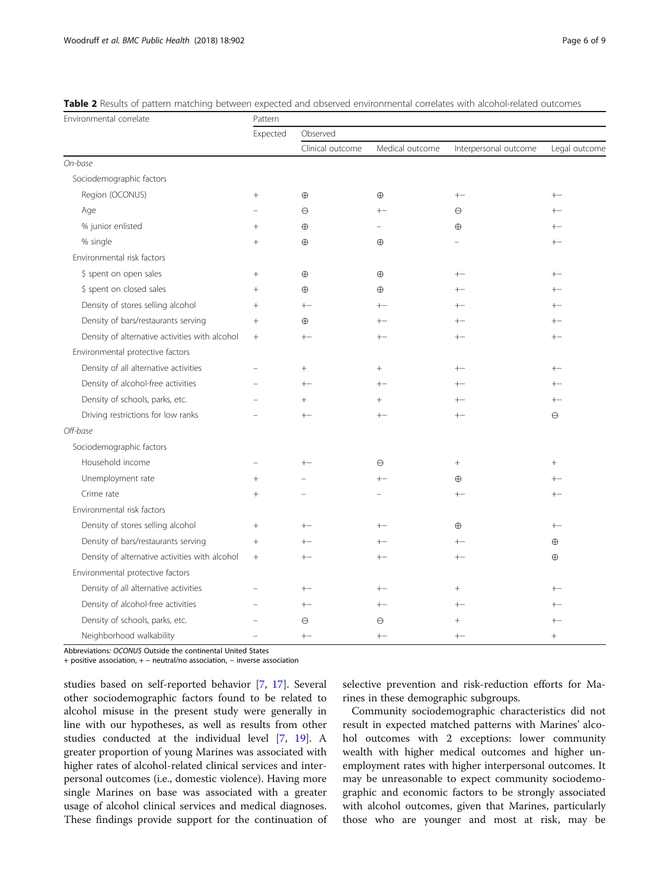**Table 2** Results of pattern matching between expected and observed environmental correlates with alcohol-related outcomes

| Environmental correlate | Pattern | | | | |
|---|---|---|---|---|---|
| | Expected | Observed | | | |
| | | Clinical outcome | Medical outcome | Interpersonal outcome | Legal outcome |
| *On-base* | | | | | |
| Sociodemographic factors | | | | | |
| Region (OCONUS) | + | ⊕ | ⊕ | +− | +− |
| Age | − | ⊖ | +− | ⊖ | +− |
| % junior enlisted | + | ⊕ | − | ⊕ | +− |
| % single | + | ⊕ | ⊕ | − | +− |
| Environmental risk factors | | | | | |
| $ spent on open sales | + | ⊕ | ⊕ | +− | +− |
| $ spent on closed sales | + | ⊕ | ⊕ | +− | +− |
| Density of stores selling alcohol | + | +− | +− | +− | +− |
| Density of bars/restaurants serving | + | ⊕ | +− | +− | +− |
| Density of alternative activities with alcohol | + | +− | +− | +− | +− |
| Environmental protective factors | | | | | |
| Density of all alternative activities | − | + | + | +− | +− |
| Density of alcohol-free activities | − | +− | +− | +− | +− |
| Density of schools, parks, etc. | − | + | + | +− | +− |
| Driving restrictions for low ranks | − | +− | +− | +− | ⊖ |
| *Off-base* | | | | | |
| Sociodemographic factors | | | | | |
| Household income | − | +− | ⊖ | + | + |
| Unemployment rate | + | − | +− | ⊕ | +− |
| Crime rate | + | − | − | +− | +− |
| Environmental risk factors | | | | | |
| Density of stores selling alcohol | + | +− | +− | ⊕ | +− |
| Density of bars/restaurants serving | + | +− | +− | +− | ⊕ |
| Density of alternative activities with alcohol | + | +− | +− | +− | ⊕ |
| Environmental protective factors | | | | | |
| Density of all alternative activities | − | +− | +− | + | +− |
| Density of alcohol-free activities | − | +− | +− | +− | +− |
| Density of schools, parks, etc. | − | ⊖ | ⊖ | + | +− |
| Neighborhood walkability | − | +− | +− | +− | + |

Abbreviations: *OCONUS* Outside the continental United States
+ positive association, + − neutral/no association, − inverse association

studies based on self-reported behavior [7, 17]. Several other sociodemographic factors found to be related to alcohol misuse in the present study were generally in line with our hypotheses, as well as results from other studies conducted at the individual level [7, 19]. A greater proportion of young Marines was associated with higher rates of alcohol-related clinical services and interpersonal outcomes (i.e., domestic violence). Having more single Marines on base was associated with a greater usage of alcohol clinical services and medical diagnoses. These findings provide support for the continuation of selective prevention and risk-reduction efforts for Marines in these demographic subgroups.

Community sociodemographic characteristics did not result in expected matched patterns with Marines' alcohol outcomes with 2 exceptions: lower community wealth with higher medical outcomes and higher unemployment rates with higher interpersonal outcomes. It may be unreasonable to expect community sociodemographic and economic factors to be strongly associated with alcohol outcomes, given that Marines, particularly those who are younger and most at risk, may be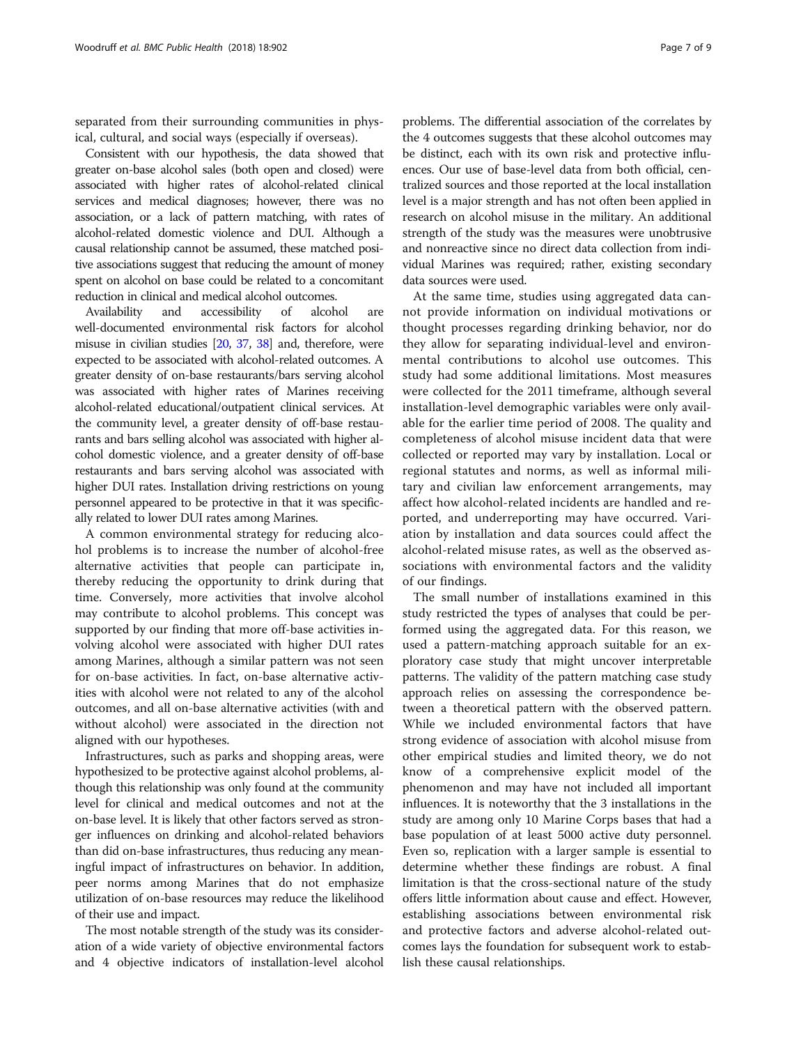separated from their surrounding communities in physical, cultural, and social ways (especially if overseas).

Consistent with our hypothesis, the data showed that greater on-base alcohol sales (both open and closed) were associated with higher rates of alcohol-related clinical services and medical diagnoses; however, there was no association, or a lack of pattern matching, with rates of alcohol-related domestic violence and DUI. Although a causal relationship cannot be assumed, these matched positive associations suggest that reducing the amount of money spent on alcohol on base could be related to a concomitant reduction in clinical and medical alcohol outcomes.

Availability and accessibility of alcohol are well-documented environmental risk factors for alcohol misuse in civilian studies [20, 37, 38] and, therefore, were expected to be associated with alcohol-related outcomes. A greater density of on-base restaurants/bars serving alcohol was associated with higher rates of Marines receiving alcohol-related educational/outpatient clinical services. At the community level, a greater density of off-base restaurants and bars selling alcohol was associated with higher alcohol domestic violence, and a greater density of off-base restaurants and bars serving alcohol was associated with higher DUI rates. Installation driving restrictions on young personnel appeared to be protective in that it was specifically related to lower DUI rates among Marines.

A common environmental strategy for reducing alcohol problems is to increase the number of alcohol-free alternative activities that people can participate in, thereby reducing the opportunity to drink during that time. Conversely, more activities that involve alcohol may contribute to alcohol problems. This concept was supported by our finding that more off-base activities involving alcohol were associated with higher DUI rates among Marines, although a similar pattern was not seen for on-base activities. In fact, on-base alternative activities with alcohol were not related to any of the alcohol outcomes, and all on-base alternative activities (with and without alcohol) were associated in the direction not aligned with our hypotheses.

Infrastructures, such as parks and shopping areas, were hypothesized to be protective against alcohol problems, although this relationship was only found at the community level for clinical and medical outcomes and not at the on-base level. It is likely that other factors served as stronger influences on drinking and alcohol-related behaviors than did on-base infrastructures, thus reducing any meaningful impact of infrastructures on behavior. In addition, peer norms among Marines that do not emphasize utilization of on-base resources may reduce the likelihood of their use and impact.

The most notable strength of the study was its consideration of a wide variety of objective environmental factors and 4 objective indicators of installation-level alcohol problems. The differential association of the correlates by the 4 outcomes suggests that these alcohol outcomes may be distinct, each with its own risk and protective influences. Our use of base-level data from both official, centralized sources and those reported at the local installation level is a major strength and has not often been applied in research on alcohol misuse in the military. An additional strength of the study was the measures were unobtrusive and nonreactive since no direct data collection from individual Marines was required; rather, existing secondary data sources were used.

At the same time, studies using aggregated data cannot provide information on individual motivations or thought processes regarding drinking behavior, nor do they allow for separating individual-level and environmental contributions to alcohol use outcomes. This study had some additional limitations. Most measures were collected for the 2011 timeframe, although several installation-level demographic variables were only available for the earlier time period of 2008. The quality and completeness of alcohol misuse incident data that were collected or reported may vary by installation. Local or regional statutes and norms, as well as informal military and civilian law enforcement arrangements, may affect how alcohol-related incidents are handled and reported, and underreporting may have occurred. Variation by installation and data sources could affect the alcohol-related misuse rates, as well as the observed associations with environmental factors and the validity of our findings.

The small number of installations examined in this study restricted the types of analyses that could be performed using the aggregated data. For this reason, we used a pattern-matching approach suitable for an exploratory case study that might uncover interpretable patterns. The validity of the pattern matching case study approach relies on assessing the correspondence between a theoretical pattern with the observed pattern. While we included environmental factors that have strong evidence of association with alcohol misuse from other empirical studies and limited theory, we do not know of a comprehensive explicit model of the phenomenon and may have not included all important influences. It is noteworthy that the 3 installations in the study are among only 10 Marine Corps bases that had a base population of at least 5000 active duty personnel. Even so, replication with a larger sample is essential to determine whether these findings are robust. A final limitation is that the cross-sectional nature of the study offers little information about cause and effect. However, establishing associations between environmental risk and protective factors and adverse alcohol-related outcomes lays the foundation for subsequent work to establish these causal relationships.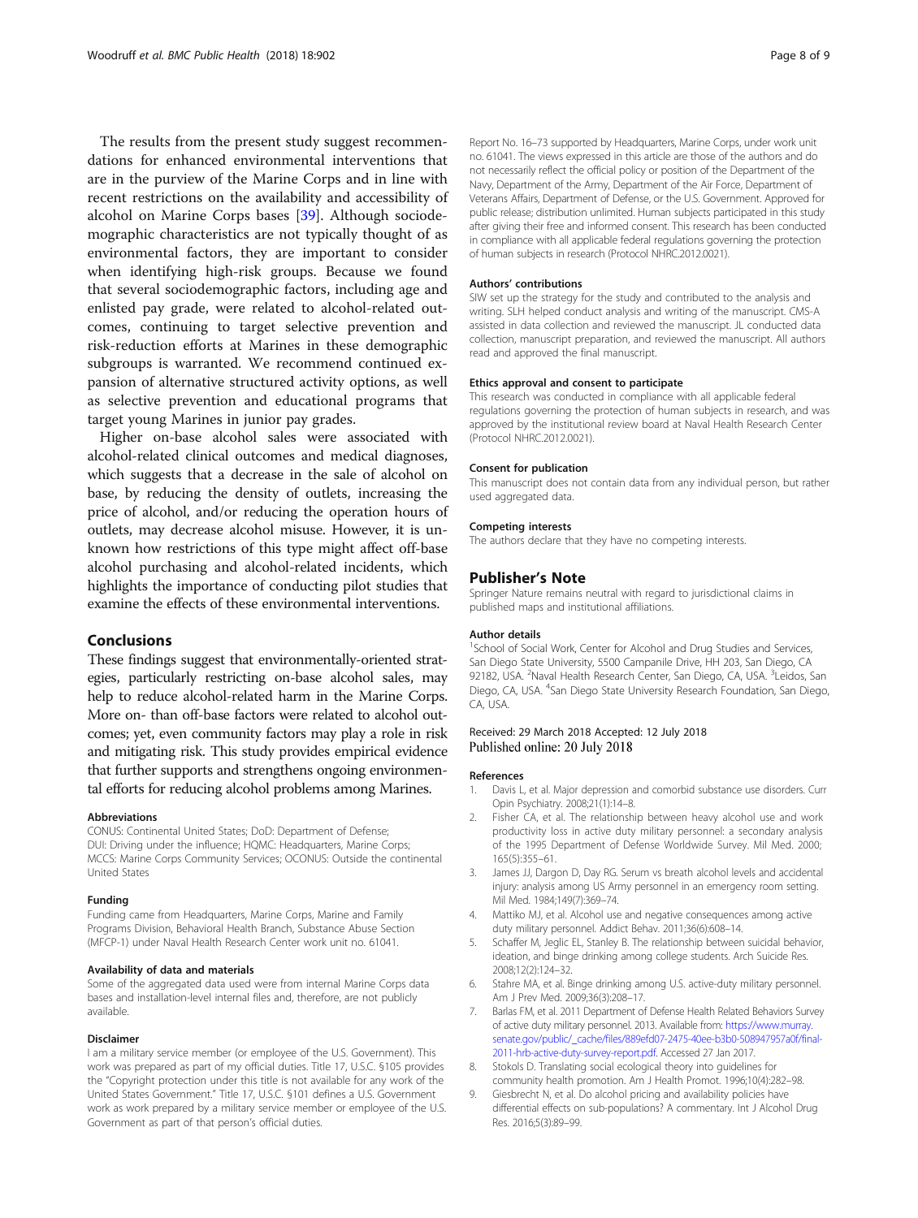The results from the present study suggest recommendations for enhanced environmental interventions that are in the purview of the Marine Corps and in line with recent restrictions on the availability and accessibility of alcohol on Marine Corps bases [39]. Although sociodemographic characteristics are not typically thought of as environmental factors, they are important to consider when identifying high-risk groups. Because we found that several sociodemographic factors, including age and enlisted pay grade, were related to alcohol-related outcomes, continuing to target selective prevention and risk-reduction efforts at Marines in these demographic subgroups is warranted. We recommend continued expansion of alternative structured activity options, as well as selective prevention and educational programs that target young Marines in junior pay grades.

Higher on-base alcohol sales were associated with alcohol-related clinical outcomes and medical diagnoses, which suggests that a decrease in the sale of alcohol on base, by reducing the density of outlets, increasing the price of alcohol, and/or reducing the operation hours of outlets, may decrease alcohol misuse. However, it is unknown how restrictions of this type might affect off-base alcohol purchasing and alcohol-related incidents, which highlights the importance of conducting pilot studies that examine the effects of these environmental interventions.

## Conclusions

These findings suggest that environmentally-oriented strategies, particularly restricting on-base alcohol sales, may help to reduce alcohol-related harm in the Marine Corps. More on- than off-base factors were related to alcohol outcomes; yet, even community factors may play a role in risk and mitigating risk. This study provides empirical evidence that further supports and strengthens ongoing environmental efforts for reducing alcohol problems among Marines.

#### Abbreviations

CONUS: Continental United States; DoD: Department of Defense; DUI: Driving under the influence; HQMC: Headquarters, Marine Corps; MCCS: Marine Corps Community Services; OCONUS: Outside the continental United States

#### Funding

Funding came from Headquarters, Marine Corps, Marine and Family Programs Division, Behavioral Health Branch, Substance Abuse Section (MFCP-1) under Naval Health Research Center work unit no. 61041.

#### Availability of data and materials

Some of the aggregated data used were from internal Marine Corps data bases and installation-level internal files and, therefore, are not publicly available.

#### Disclaimer

I am a military service member (or employee of the U.S. Government). This work was prepared as part of my official duties. Title 17, U.S.C. §105 provides the "Copyright protection under this title is not available for any work of the United States Government." Title 17, U.S.C. §101 defines a U.S. Government work as work prepared by a military service member or employee of the U.S. Government as part of that person's official duties.

Report No. 16–73 supported by Headquarters, Marine Corps, under work unit no. 61041. The views expressed in this article are those of the authors and do not necessarily reflect the official policy or position of the Department of the Navy, Department of the Army, Department of the Air Force, Department of Veterans Affairs, Department of Defense, or the U.S. Government. Approved for public release; distribution unlimited. Human subjects participated in this study after giving their free and informed consent. This research has been conducted in compliance with all applicable federal regulations governing the protection of human subjects in research (Protocol NHRC.2012.0021).

#### Authors' contributions

SIW set up the strategy for the study and contributed to the analysis and writing. SLH helped conduct analysis and writing of the manuscript. CMS-A assisted in data collection and reviewed the manuscript. JL conducted data collection, manuscript preparation, and reviewed the manuscript. All authors read and approved the final manuscript.

#### Ethics approval and consent to participate

This research was conducted in compliance with all applicable federal regulations governing the protection of human subjects in research, and was approved by the institutional review board at Naval Health Research Center (Protocol NHRC.2012.0021).

#### Consent for publication

This manuscript does not contain data from any individual person, but rather used aggregated data.

#### Competing interests

The authors declare that they have no competing interests.

## Publisher's Note

Springer Nature remains neutral with regard to jurisdictional claims in published maps and institutional affiliations.

#### Author details

[1]School of Social Work, Center for Alcohol and Drug Studies and Services, San Diego State University, 5500 Campanile Drive, HH 203, San Diego, CA 92182, USA. [2]Naval Health Research Center, San Diego, CA, USA. [3]Leidos, San Diego, CA, USA. [4]San Diego State University Research Foundation, San Diego, CA, USA.

Received: 29 March 2018 Accepted: 12 July 2018
Published online: 20 July 2018

#### References

1. Davis L, et al. Major depression and comorbid substance use disorders. Curr Opin Psychiatry. 2008;21(1):14–8.
2. Fisher CA, et al. The relationship between heavy alcohol use and work productivity loss in active duty military personnel: a secondary analysis of the 1995 Department of Defense Worldwide Survey. Mil Med. 2000; 165(5):355–61.
3. James JJ, Dargon D, Day RG. Serum vs breath alcohol levels and accidental injury: analysis among US Army personnel in an emergency room setting. Mil Med. 1984;149(7):369–74.
4. Mattiko MJ, et al. Alcohol use and negative consequences among active duty military personnel. Addict Behav. 2011;36(6):608–14.
5. Schaffer M, Jeglic EL, Stanley B. The relationship between suicidal behavior, ideation, and binge drinking among college students. Arch Suicide Res. 2008;12(2):124–32.
6. Stahre MA, et al. Binge drinking among U.S. active-duty military personnel. Am J Prev Med. 2009;36(3):208–17.
7. Barlas FM, et al. 2011 Department of Defense Health Related Behaviors Survey of active duty military personnel. 2013. Available from: https://www.murray.senate.gov/public/_cache/files/889efd07-2475-40ee-b3b0-508947957a0f/final-2011-hrb-active-duty-survey-report.pdf. Accessed 27 Jan 2017.
8. Stokols D. Translating social ecological theory into guidelines for community health promotion. Am J Health Promot. 1996;10(4):282–98.
9. Giesbrecht N, et al. Do alcohol pricing and availability policies have differential effects on sub-populations? A commentary. Int J Alcohol Drug Res. 2016;5(3):89–99.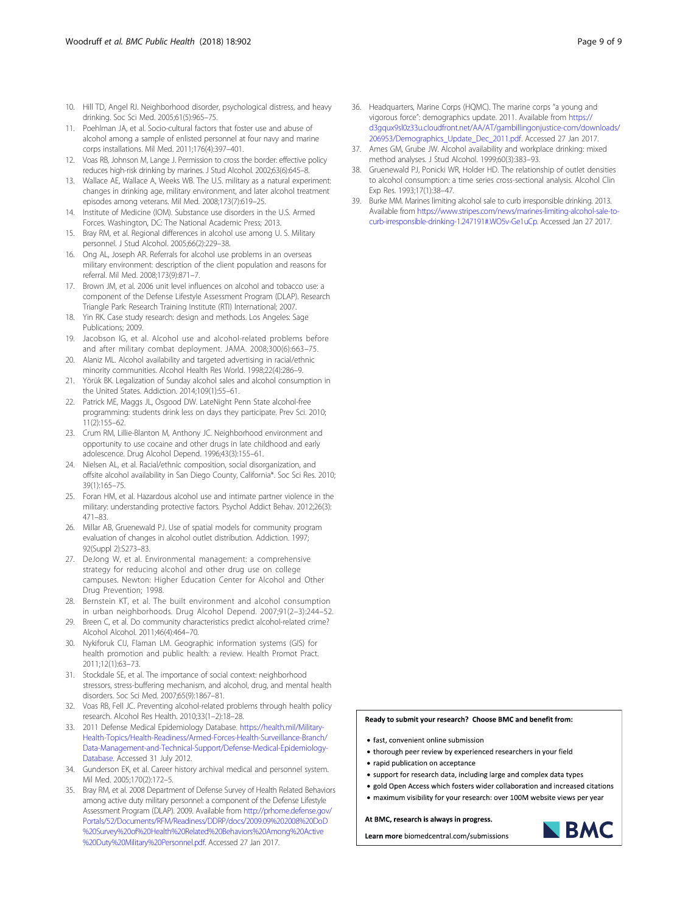10. Hill TD, Angel RJ. Neighborhood disorder, psychological distress, and heavy drinking. Soc Sci Med. 2005;61(5):965–75.
11. Poehlman JA, et al. Socio-cultural factors that foster use and abuse of alcohol among a sample of enlisted personnel at four navy and marine corps installations. Mil Med. 2011;176(4):397–401.
12. Voas RB, Johnson M, Lange J. Permission to cross the border: effective policy reduces high-risk drinking by marines. J Stud Alcohol. 2002;63(6):645–8.
13. Wallace AE, Wallace A, Weeks WB. The U.S. military as a natural experiment: changes in drinking age, military environment, and later alcohol treatment episodes among veterans. Mil Med. 2008;173(7):619–25.
14. Institute of Medicine (IOM). Substance use disorders in the U.S. Armed Forces. Washington, DC: The National Academic Press; 2013.
15. Bray RM, et al. Regional differences in alcohol use among U. S. Military personnel. J Stud Alcohol. 2005;66(2):229–38.
16. Ong AL, Joseph AR. Referrals for alcohol use problems in an overseas military environment: description of the client population and reasons for referral. Mil Med. 2008;173(9):871–7.
17. Brown JM, et al. 2006 unit level influences on alcohol and tobacco use: a component of the Defense Lifestyle Assessment Program (DLAP). Research Triangle Park: Research Training Institute (RTI) International; 2007.
18. Yin RK. Case study research: design and methods. Los Angeles: Sage Publications; 2009.
19. Jacobson IG, et al. Alcohol use and alcohol-related problems before and after military combat deployment. JAMA. 2008;300(6):663–75.
20. Alaniz ML. Alcohol availability and targeted advertising in racial/ethnic minority communities. Alcohol Health Res World. 1998;22(4):286–9.
21. Yörük BK. Legalization of Sunday alcohol sales and alcohol consumption in the United States. Addiction. 2014;109(1):55–61.
22. Patrick ME, Maggs JL, Osgood DW. LateNight Penn State alcohol-free programming: students drink less on days they participate. Prev Sci. 2010; 11(2):155–62.
23. Crum RM, Lillie-Blanton M, Anthony JC. Neighborhood environment and opportunity to use cocaine and other drugs in late childhood and early adolescence. Drug Alcohol Depend. 1996;43(3):155–61.
24. Nielsen AL, et al. Racial/ethnic composition, social disorganization, and offsite alcohol availability in San Diego County, California*. Soc Sci Res. 2010; 39(1):165–75.
25. Foran HM, et al. Hazardous alcohol use and intimate partner violence in the military: understanding protective factors. Psychol Addict Behav. 2012;26(3): 471–83.
26. Millar AB, Gruenewald PJ. Use of spatial models for community program evaluation of changes in alcohol outlet distribution. Addiction. 1997; 92(Suppl 2):S273–83.
27. DeJong W, et al. Environmental management: a comprehensive strategy for reducing alcohol and other drug use on college campuses. Newton: Higher Education Center for Alcohol and Other Drug Prevention; 1998.
28. Bernstein KT, et al. The built environment and alcohol consumption in urban neighborhoods. Drug Alcohol Depend. 2007;91(2–3):244–52.
29. Breen C, et al. Do community characteristics predict alcohol-related crime? Alcohol Alcohol. 2011;46(4):464–70.
30. Nykiforuk CIJ, Flaman LM. Geographic information systems (GIS) for health promotion and public health: a review. Health Promot Pract. 2011;12(1):63–73.
31. Stockdale SE, et al. The importance of social context: neighborhood stressors, stress-buffering mechanism, and alcohol, drug, and mental health disorders. Soc Sci Med. 2007;65(9):1867–81.
32. Voas RB, Fell JC. Preventing alcohol-related problems through health policy research. Alcohol Res Health. 2010;33(1–2):18–28.
33. 2011 Defense Medical Epidemiology Database. https://health.mil/Military-Health-Topics/Health-Readiness/Armed-Forces-Health-Surveillance-Branch/Data-Management-and-Technical-Support/Defense-Medical-Epidemiology-Database. Accessed 31 July 2012.
34. Gunderson EK, et al. Career history archival medical and personnel system. Mil Med. 2005;170(2):172–5.
35. Bray RM, et al. 2008 Department of Defense Survey of Health Related Behaviors among active duty military personnel: a component of the Defense Lifestyle Assessment Program (DLAP). 2009. Available from http://prhome.defense.gov/Portals/52/Documents/RFM/Readiness/DDRP/docs/2009.09%202008%20DoD%20Survey%20of%20Health%20Related%20Behaviors%20Among%20Active%20Duty%20Military%20Personnel.pdf. Accessed 27 Jan 2017.
36. Headquarters, Marine Corps (HQMC). The marine corps "a young and vigorous force": demographics update. 2011. Available from https://d3gqux9sl0z33u.cloudfront.net/AA/AT/gambillingonjustice-com/downloads/206953/Demographics_Update_Dec_2011.pdf. Accessed 27 Jan 2017.
37. Ames GM, Grube JW. Alcohol availability and workplace drinking: mixed method analyses. J Stud Alcohol. 1999;60(3):383–93.
38. Gruenewald PJ, Ponicki WR, Holder HD. The relationship of outlet densities to alcohol consumption: a time series cross-sectional analysis. Alcohol Clin Exp Res. 1993;17(1):38–47.
39. Burke MM. Marines limiting alcohol sale to curb irresponsible drinking. 2013. Available from https://www.stripes.com/news/marines-limiting-alcohol-sale-to-curb-irresponsible-drinking-1.247191#.WO5v-Ge1uCp. Accessed Jan 27 2017.

**Ready to submit your research? Choose BMC and benefit from:**

- fast, convenient online submission
- thorough peer review by experienced researchers in your field
- rapid publication on acceptance
- support for research data, including large and complex data types
- gold Open Access which fosters wider collaboration and increased citations
- maximum visibility for your research: over 100M website views per year

**At BMC, research is always in progress.**

**Learn more** biomedcentral.com/submissions

BMC